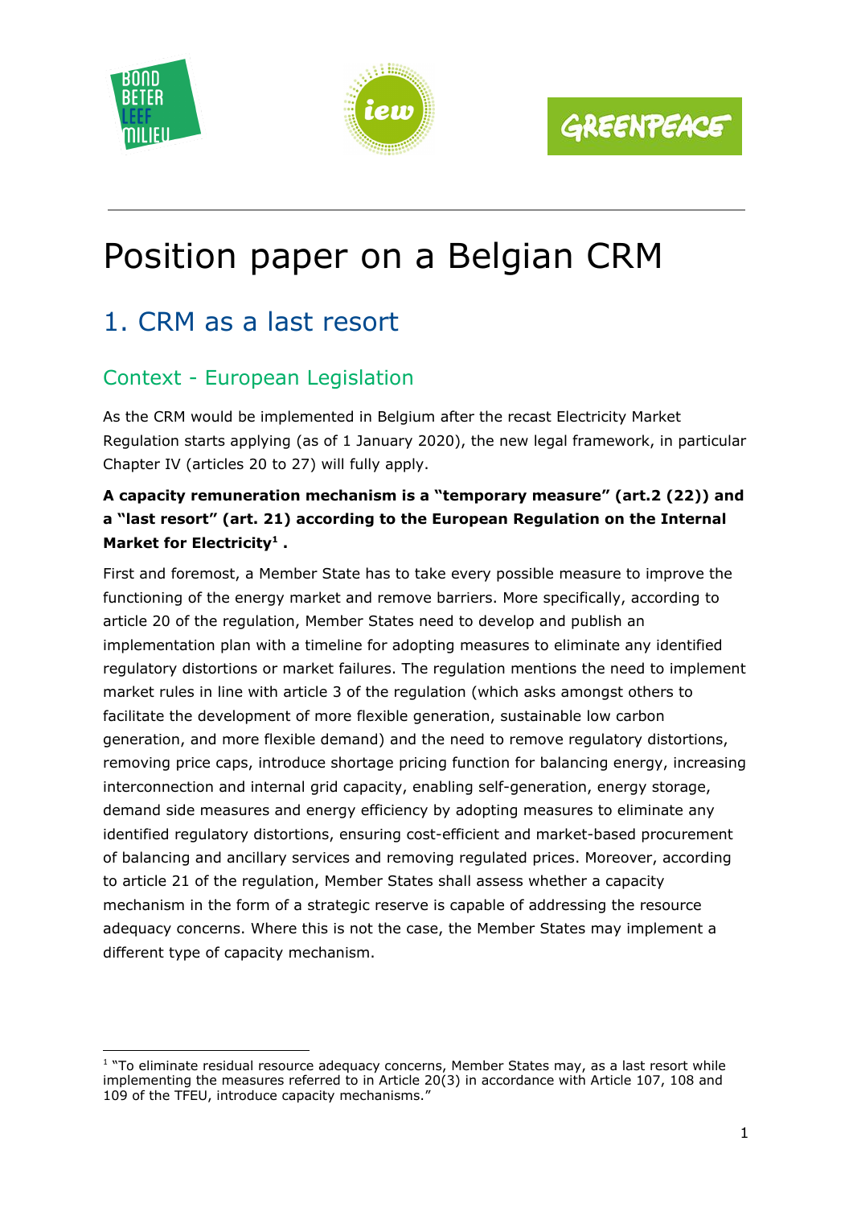# Position paper on a Belgian CRM

## 1. CRM as a last resort

### Context - European Legislation

As the CRM would be implemented in Belgium after the recast Electricity Market Regulation starts applying (as of 1 January 2020), the new legal framework, in particular Chapter IV (articles 20 to 27) will fully apply.

**A capacity remuneration mechanism is a "temporary measure" (art.2 (22)) and a "last resort" (art. 21) according to the European Regulation on the Internal Market for Electricity[1] .**

First and foremost, a Member State has to take every possible measure to improve the functioning of the energy market and remove barriers. More specifically, according to article 20 of the regulation, Member States need to develop and publish an implementation plan with a timeline for adopting measures to eliminate any identified regulatory distortions or market failures. The regulation mentions the need to implement market rules in line with article 3 of the regulation (which asks amongst others to facilitate the development of more flexible generation, sustainable low carbon generation, and more flexible demand) and the need to remove regulatory distortions, removing price caps, introduce shortage pricing function for balancing energy, increasing interconnection and internal grid capacity, enabling self-generation, energy storage, demand side measures and energy efficiency by adopting measures to eliminate any identified regulatory distortions, ensuring cost-efficient and market-based procurement of balancing and ancillary services and removing regulated prices. Moreover, according to article 21 of the regulation, Member States shall assess whether a capacity mechanism in the form of a strategic reserve is capable of addressing the resource adequacy concerns. Where this is not the case, the Member States may implement a different type of capacity mechanism.

[1] "To eliminate residual resource adequacy concerns, Member States may, as a last resort while implementing the measures referred to in Article 20(3) in accordance with Article 107, 108 and 109 of the TFEU, introduce capacity mechanisms."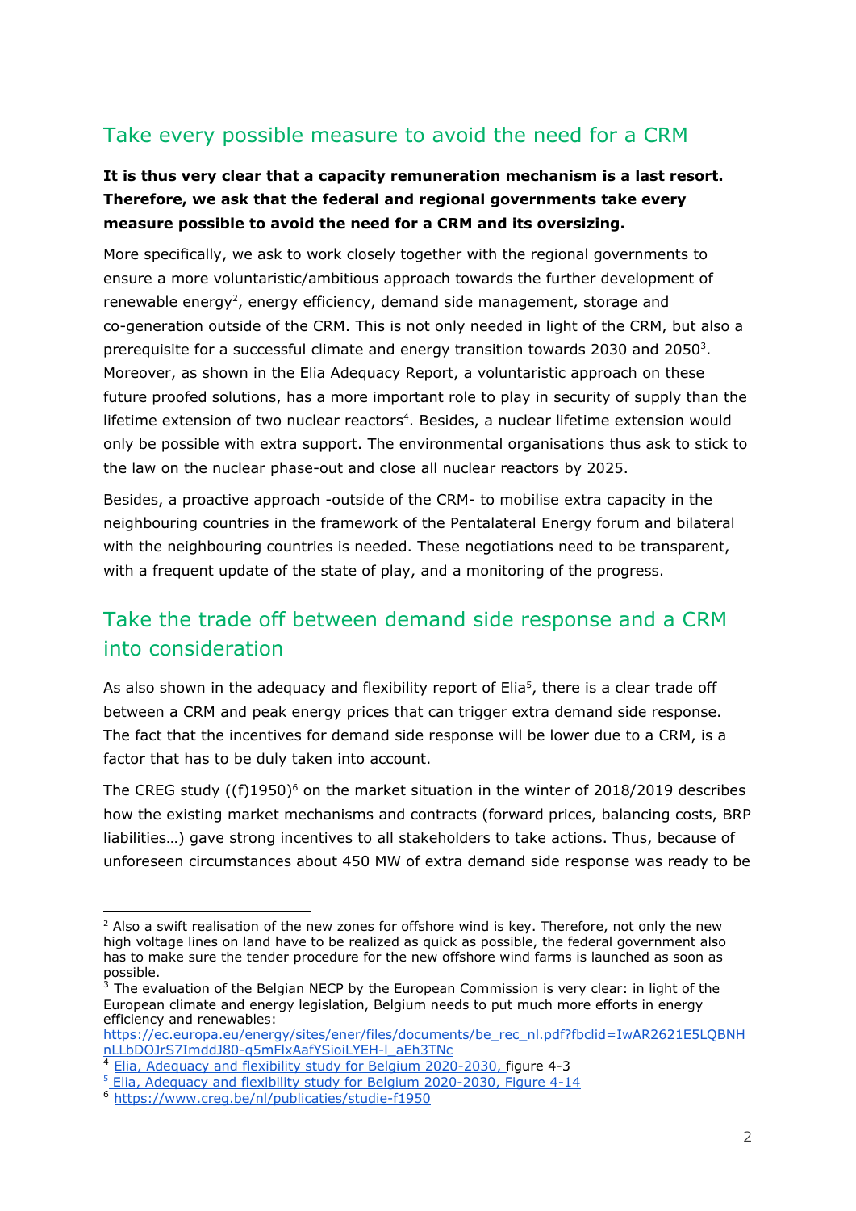## Take every possible measure to avoid the need for a CRM

**It is thus very clear that a capacity remuneration mechanism is a last resort. Therefore, we ask that the federal and regional governments take every measure possible to avoid the need for a CRM and its oversizing.**

More specifically, we ask to work closely together with the regional governments to ensure a more voluntaristic/ambitious approach towards the further development of renewable energy[2], energy efficiency, demand side management, storage and co-generation outside of the CRM. This is not only needed in light of the CRM, but also a prerequisite for a successful climate and energy transition towards 2030 and 2050[3]. Moreover, as shown in the Elia Adequacy Report, a voluntaristic approach on these future proofed solutions, has a more important role to play in security of supply than the lifetime extension of two nuclear reactors[4]. Besides, a nuclear lifetime extension would only be possible with extra support. The environmental organisations thus ask to stick to the law on the nuclear phase-out and close all nuclear reactors by 2025.

Besides, a proactive approach -outside of the CRM- to mobilise extra capacity in the neighbouring countries in the framework of the Pentalateral Energy forum and bilateral with the neighbouring countries is needed. These negotiations need to be transparent, with a frequent update of the state of play, and a monitoring of the progress.

## Take the trade off between demand side response and a CRM into consideration

As also shown in the adequacy and flexibility report of Elia[5], there is a clear trade off between a CRM and peak energy prices that can trigger extra demand side response. The fact that the incentives for demand side response will be lower due to a CRM, is a factor that has to be duly taken into account.

The CREG study ((f)1950)[6] on the market situation in the winter of 2018/2019 describes how the existing market mechanisms and contracts (forward prices, balancing costs, BRP liabilities…) gave strong incentives to all stakeholders to take actions. Thus, because of unforeseen circumstances about 450 MW of extra demand side response was ready to be

---

[2] Also a swift realisation of the new zones for offshore wind is key. Therefore, not only the new high voltage lines on land have to be realized as quick as possible, the federal government also has to make sure the tender procedure for the new offshore wind farms is launched as soon as possible.

[3] The evaluation of the Belgian NECP by the European Commission is very clear: in light of the European climate and energy legislation, Belgium needs to put much more efforts in energy efficiency and renewables: https://ec.europa.eu/energy/sites/ener/files/documents/be_rec_nl.pdf?fbclid=IwAR2621E5LQBNHnLLbDOJrS7ImddJ80-q5mFlxAafYSioiLYEH-l_aEh3TNc

[4] Elia, Adequacy and flexibility study for Belgium 2020-2030, figure 4-3

[5] Elia, Adequacy and flexibility study for Belgium 2020-2030, Figure 4-14

[6] https://www.creg.be/nl/publicaties/studie-f1950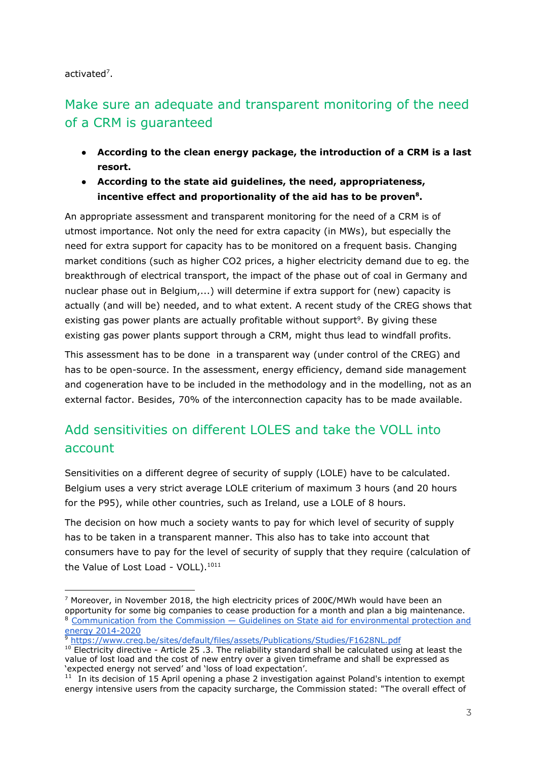activated[7].

## Make sure an adequate and transparent monitoring of the need of a CRM is guaranteed

- **According to the clean energy package, the introduction of a CRM is a last resort.**
- **According to the state aid guidelines, the need, appropriateness, incentive effect and proportionality of the aid has to be proven[8].**

An appropriate assessment and transparent monitoring for the need of a CRM is of utmost importance. Not only the need for extra capacity (in MWs), but especially the need for extra support for capacity has to be monitored on a frequent basis. Changing market conditions (such as higher $CO_2$ prices, a higher electricity demand due to eg. the breakthrough of electrical transport, the impact of the phase out of coal in Germany and nuclear phase out in Belgium,...) will determine if extra support for (new) capacity is actually (and will be) needed, and to what extent. A recent study of the CREG shows that existing gas power plants are actually profitable without support[9]. By giving these existing gas power plants support through a CRM, might thus lead to windfall profits.

This assessment has to be done in a transparent way (under control of the CREG) and has to be open-source. In the assessment, energy efficiency, demand side management and cogeneration have to be included in the methodology and in the modelling, not as an external factor. Besides, 70% of the interconnection capacity has to be made available.

## Add sensitivities on different LOLES and take the VOLL into account

Sensitivities on a different degree of security of supply (LOLE) have to be calculated. Belgium uses a very strict average LOLE criterium of maximum 3 hours (and 20 hours for the P95), while other countries, such as Ireland, use a LOLE of 8 hours.

The decision on how much a society wants to pay for which level of security of supply has to be taken in a transparent manner. This also has to take into account that consumers have to pay for the level of security of supply that they require (calculation of the Value of Lost Load - VOLL).[10][11]

---

[7] Moreover, in November 2018, the high electricity prices of 200€/MWh would have been an opportunity for some big companies to cease production for a month and plan a big maintenance.

[8] [Communication from the Commission — Guidelines on State aid for environmental protection and energy 2014-2020]

[9] [https://www.creg.be/sites/default/files/assets/Publications/Studies/F1628NL.pdf](https://www.creg.be/sites/default/files/assets/Publications/Studies/F1628NL.pdf)

[10] Electricity directive - Article 25 .3. The reliability standard shall be calculated using at least the value of lost load and the cost of new entry over a given timeframe and shall be expressed as 'expected energy not served' and 'loss of load expectation'.

[11] In its decision of 15 April opening a phase 2 investigation against Poland's intention to exempt energy intensive users from the capacity surcharge, the Commission stated: "The overall effect of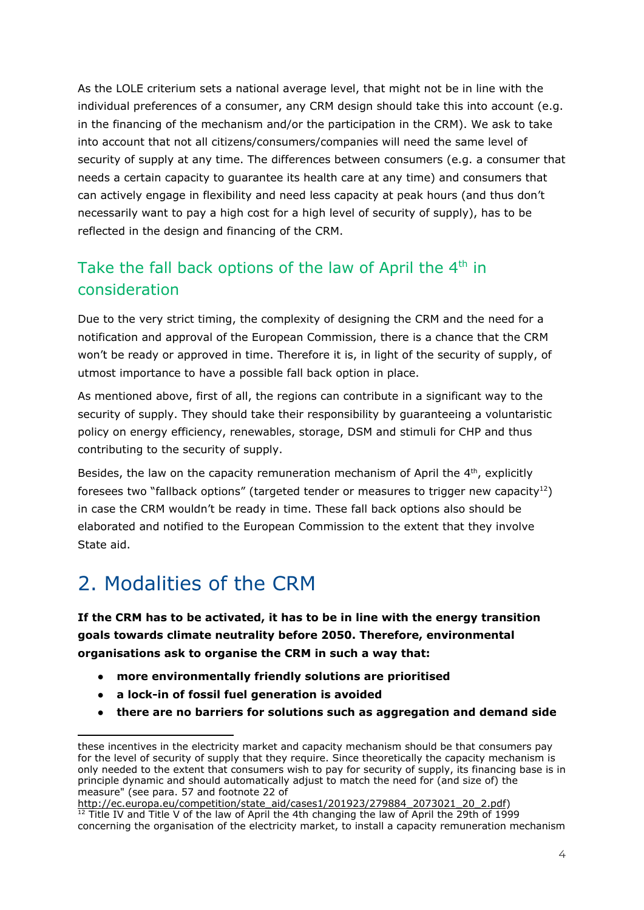As the LOLE criterium sets a national average level, that might not be in line with the individual preferences of a consumer, any CRM design should take this into account (e.g. in the financing of the mechanism and/or the participation in the CRM). We ask to take into account that not all citizens/consumers/companies will need the same level of security of supply at any time. The differences between consumers (e.g. a consumer that needs a certain capacity to guarantee its health care at any time) and consumers that can actively engage in flexibility and need less capacity at peak hours (and thus don't necessarily want to pay a high cost for a high level of security of supply), has to be reflected in the design and financing of the CRM.

### Take the fall back options of the law of April the 4th in consideration

Due to the very strict timing, the complexity of designing the CRM and the need for a notification and approval of the European Commission, there is a chance that the CRM won't be ready or approved in time. Therefore it is, in light of the security of supply, of utmost importance to have a possible fall back option in place.

As mentioned above, first of all, the regions can contribute in a significant way to the security of supply. They should take their responsibility by guaranteeing a voluntaristic policy on energy efficiency, renewables, storage, DSM and stimuli for CHP and thus contributing to the security of supply.

Besides, the law on the capacity remuneration mechanism of April the 4th, explicitly foresees two "fallback options" (targeted tender or measures to trigger new capacity[12]) in case the CRM wouldn't be ready in time. These fall back options also should be elaborated and notified to the European Commission to the extent that they involve State aid.

## 2. Modalities of the CRM

**If the CRM has to be activated, it has to be in line with the energy transition goals towards climate neutrality before 2050. Therefore, environmental organisations ask to organise the CRM in such a way that:**

- **more environmentally friendly solutions are prioritised**
- **a lock-in of fossil fuel generation is avoided**
- **there are no barriers for solutions such as aggregation and demand side**

---

these incentives in the electricity market and capacity mechanism should be that consumers pay for the level of security of supply that they require. Since theoretically the capacity mechanism is only needed to the extent that consumers wish to pay for security of supply, its financing base is in principle dynamic and should automatically adjust to match the need for (and size of) the measure" (see para. 57 and footnote 22 of http://ec.europa.eu/competition/state_aid/cases1/201923/279884_2073021_20_2.pdf)

[12] Title IV and Title V of the law of April the 4th changing the law of April the 29th of 1999 concerning the organisation of the electricity market, to install a capacity remuneration mechanism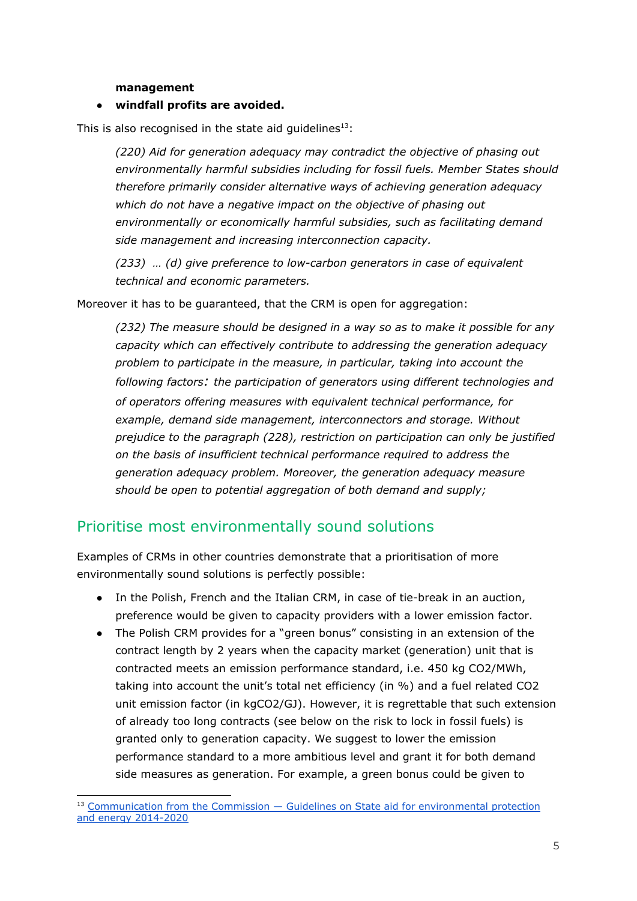**management**

- **windfall profits are avoided.**

This is also recognised in the state aid guidelines[13]:

> *(220) Aid for generation adequacy may contradict the objective of phasing out environmentally harmful subsidies including for fossil fuels. Member States should therefore primarily consider alternative ways of achieving generation adequacy which do not have a negative impact on the objective of phasing out environmentally or economically harmful subsidies, such as facilitating demand side management and increasing interconnection capacity.*
>
> *(233) … (d) give preference to low-carbon generators in case of equivalent technical and economic parameters.*

Moreover it has to be guaranteed, that the CRM is open for aggregation:

> *(232) The measure should be designed in a way so as to make it possible for any capacity which can effectively contribute to addressing the generation adequacy problem to participate in the measure, in particular, taking into account the following factors: the participation of generators using different technologies and of operators offering measures with equivalent technical performance, for example, demand side management, interconnectors and storage. Without prejudice to the paragraph (228), restriction on participation can only be justified on the basis of insufficient technical performance required to address the generation adequacy problem. Moreover, the generation adequacy measure should be open to potential aggregation of both demand and supply;*

## Prioritise most environmentally sound solutions

Examples of CRMs in other countries demonstrate that a prioritisation of more environmentally sound solutions is perfectly possible:

- In the Polish, French and the Italian CRM, in case of tie-break in an auction, preference would be given to capacity providers with a lower emission factor.
- The Polish CRM provides for a "green bonus" consisting in an extension of the contract length by 2 years when the capacity market (generation) unit that is contracted meets an emission performance standard, i.e. 450 kg $CO_2$/MWh, taking into account the unit's total net efficiency (in %) and a fuel related $CO_2$ unit emission factor (in kg$CO_2$/GJ). However, it is regrettable that such extension of already too long contracts (see below on the risk to lock in fossil fuels) is granted only to generation capacity. We suggest to lower the emission performance standard to a more ambitious level and grant it for both demand side measures as generation. For example, a green bonus could be given to

[13] Communication from the Commission — Guidelines on State aid for environmental protection and energy 2014-2020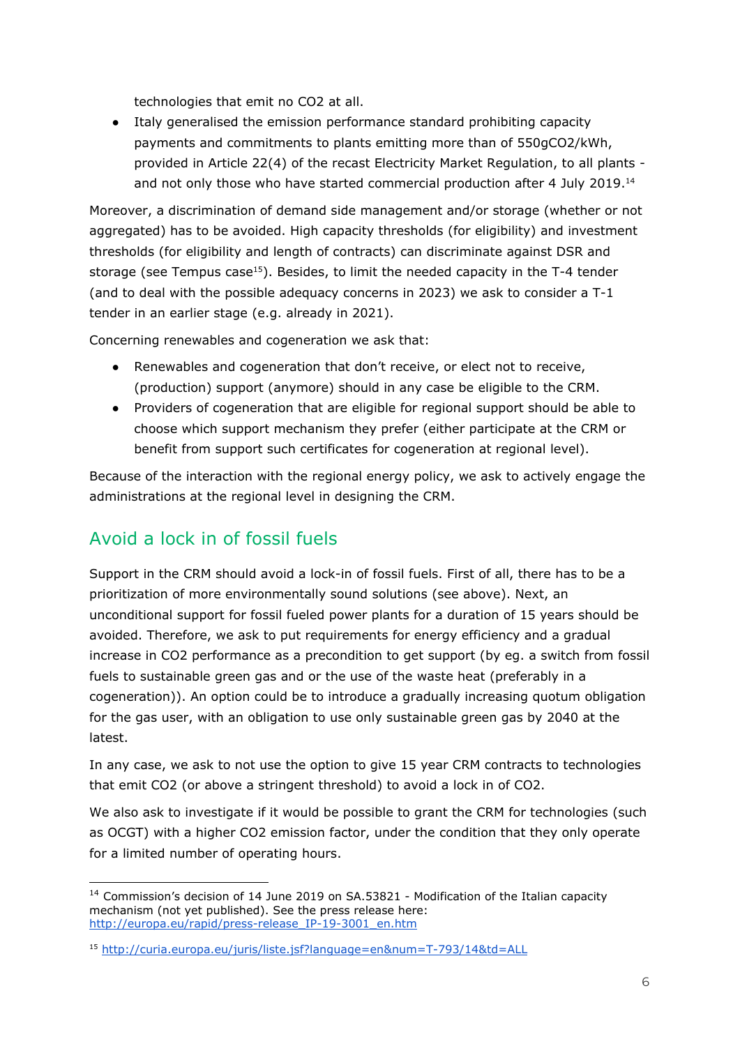technologies that emit no $CO_2$ at all.

- Italy generalised the emission performance standard prohibiting capacity payments and commitments to plants emitting more than of 550g$CO_2$/kWh, provided in Article 22(4) of the recast Electricity Market Regulation, to all plants - and not only those who have started commercial production after 4 July 2019.[14]

Moreover, a discrimination of demand side management and/or storage (whether or not aggregated) has to be avoided. High capacity thresholds (for eligibility) and investment thresholds (for eligibility and length of contracts) can discriminate against DSR and storage (see Tempus case[15]). Besides, to limit the needed capacity in the T-4 tender (and to deal with the possible adequacy concerns in 2023) we ask to consider a T-1 tender in an earlier stage (e.g. already in 2021).

Concerning renewables and cogeneration we ask that:

- Renewables and cogeneration that don't receive, or elect not to receive, (production) support (anymore) should in any case be eligible to the CRM.
- Providers of cogeneration that are eligible for regional support should be able to choose which support mechanism they prefer (either participate at the CRM or benefit from support such certificates for cogeneration at regional level).

Because of the interaction with the regional energy policy, we ask to actively engage the administrations at the regional level in designing the CRM.

## Avoid a lock in of fossil fuels

Support in the CRM should avoid a lock-in of fossil fuels. First of all, there has to be a prioritization of more environmentally sound solutions (see above). Next, an unconditional support for fossil fueled power plants for a duration of 15 years should be avoided. Therefore, we ask to put requirements for energy efficiency and a gradual increase in $CO_2$ performance as a precondition to get support (by eg. a switch from fossil fuels to sustainable green gas and or the use of the waste heat (preferably in a cogeneration)). An option could be to introduce a gradually increasing quotum obligation for the gas user, with an obligation to use only sustainable green gas by 2040 at the latest.

In any case, we ask to not use the option to give 15 year CRM contracts to technologies that emit $CO_2$ (or above a stringent threshold) to avoid a lock in of $CO_2$.

We also ask to investigate if it would be possible to grant the CRM for technologies (such as OCGT) with a higher $CO_2$ emission factor, under the condition that they only operate for a limited number of operating hours.

---

[14] Commission's decision of 14 June 2019 on SA.53821 - Modification of the Italian capacity mechanism (not yet published). See the press release here: http://europa.eu/rapid/press-release_IP-19-3001_en.htm

[15] http://curia.europa.eu/juris/liste.jsf?language=en&num=T-793/14&td=ALL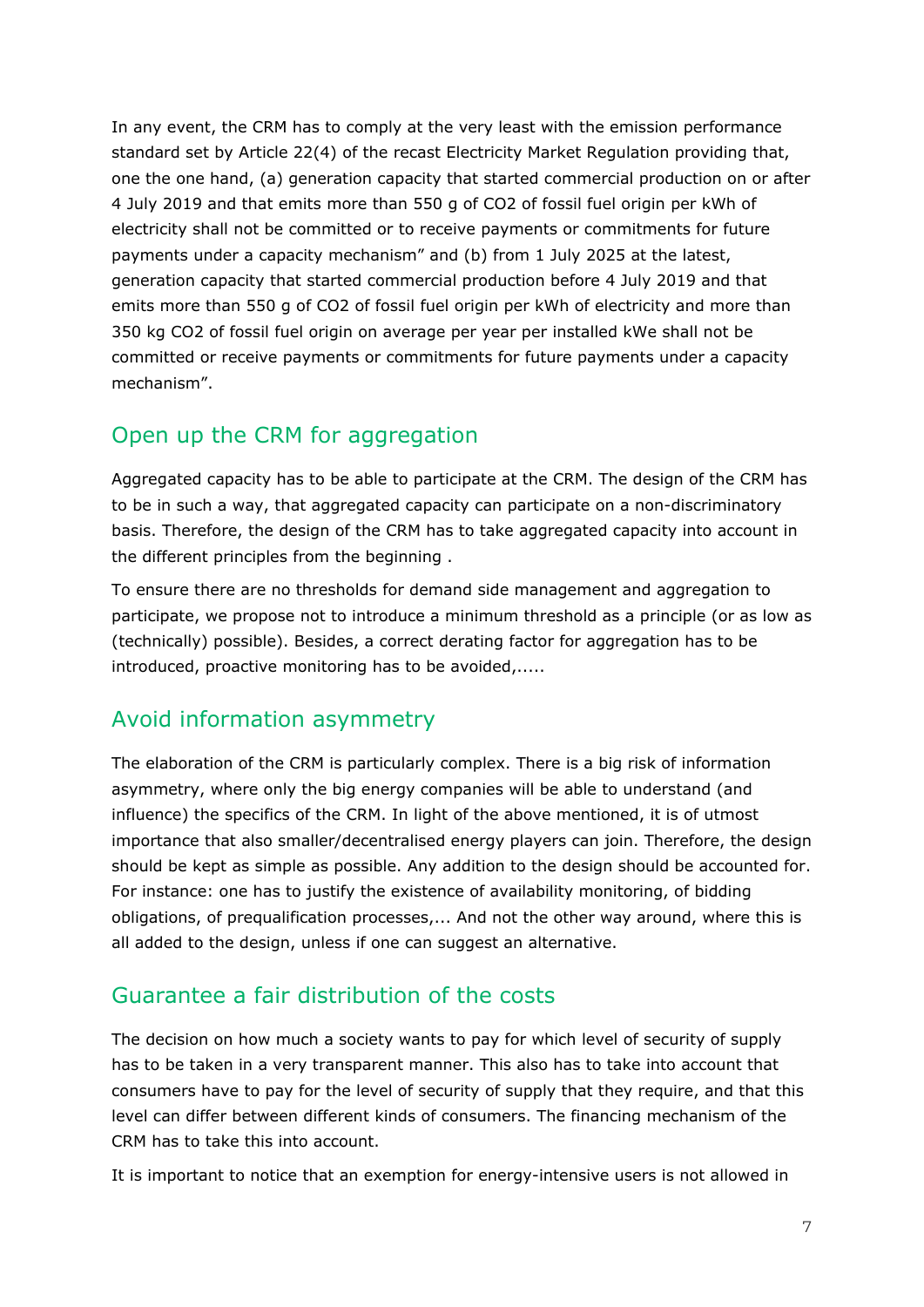In any event, the CRM has to comply at the very least with the emission performance standard set by Article 22(4) of the recast Electricity Market Regulation providing that, one the one hand, (a) generation capacity that started commercial production on or after 4 July 2019 and that emits more than 550 g of $CO_2$ of fossil fuel origin per kWh of electricity shall not be committed or to receive payments or commitments for future payments under a capacity mechanism" and (b) from 1 July 2025 at the latest, generation capacity that started commercial production before 4 July 2019 and that emits more than 550 g of $CO_2$ of fossil fuel origin per kWh of electricity and more than 350 kg $CO_2$ of fossil fuel origin on average per year per installed kWe shall not be committed or receive payments or commitments for future payments under a capacity mechanism".

## Open up the CRM for aggregation

Aggregated capacity has to be able to participate at the CRM. The design of the CRM has to be in such a way, that aggregated capacity can participate on a non-discriminatory basis. Therefore, the design of the CRM has to take aggregated capacity into account in the different principles from the beginning .

To ensure there are no thresholds for demand side management and aggregation to participate, we propose not to introduce a minimum threshold as a principle (or as low as (technically) possible). Besides, a correct derating factor for aggregation has to be introduced, proactive monitoring has to be avoided,.....

## Avoid information asymmetry

The elaboration of the CRM is particularly complex. There is a big risk of information asymmetry, where only the big energy companies will be able to understand (and influence) the specifics of the CRM. In light of the above mentioned, it is of utmost importance that also smaller/decentralised energy players can join. Therefore, the design should be kept as simple as possible. Any addition to the design should be accounted for. For instance: one has to justify the existence of availability monitoring, of bidding obligations, of prequalification processes,... And not the other way around, where this is all added to the design, unless if one can suggest an alternative.

## Guarantee a fair distribution of the costs

The decision on how much a society wants to pay for which level of security of supply has to be taken in a very transparent manner. This also has to take into account that consumers have to pay for the level of security of supply that they require, and that this level can differ between different kinds of consumers. The financing mechanism of the CRM has to take this into account.

It is important to notice that an exemption for energy-intensive users is not allowed in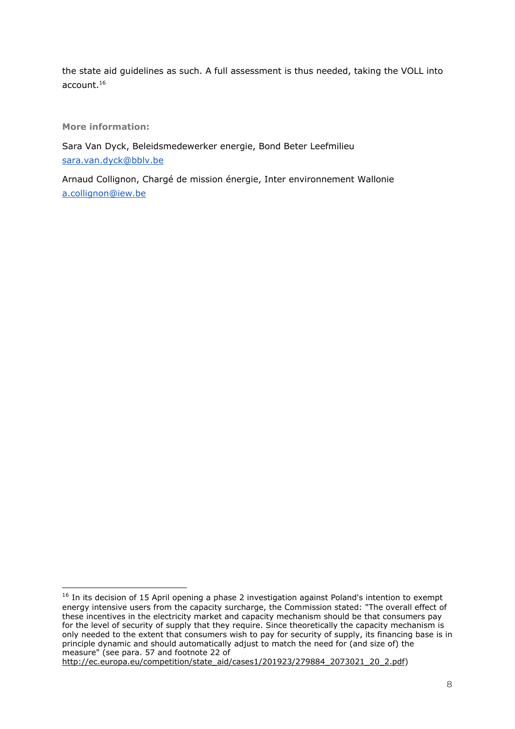the state aid guidelines as such. A full assessment is thus needed, taking the VOLL into account.[16]

**More information:**

Sara Van Dyck, Beleidsmedewerker energie, Bond Beter Leefmilieu
sara.van.dyck@bblv.be

Arnaud Collignon, Chargé de mission énergie, Inter environnement Wallonie
a.collignon@iew.be

---

[16] In its decision of 15 April opening a phase 2 investigation against Poland's intention to exempt energy intensive users from the capacity surcharge, the Commission stated: "The overall effect of these incentives in the electricity market and capacity mechanism should be that consumers pay for the level of security of supply that they require. Since theoretically the capacity mechanism is only needed to the extent that consumers wish to pay for security of supply, its financing base is in principle dynamic and should automatically adjust to match the need for (and size of) the measure" (see para. 57 and footnote 22 of http://ec.europa.eu/competition/state_aid/cases1/201923/279884_2073021_20_2.pdf)